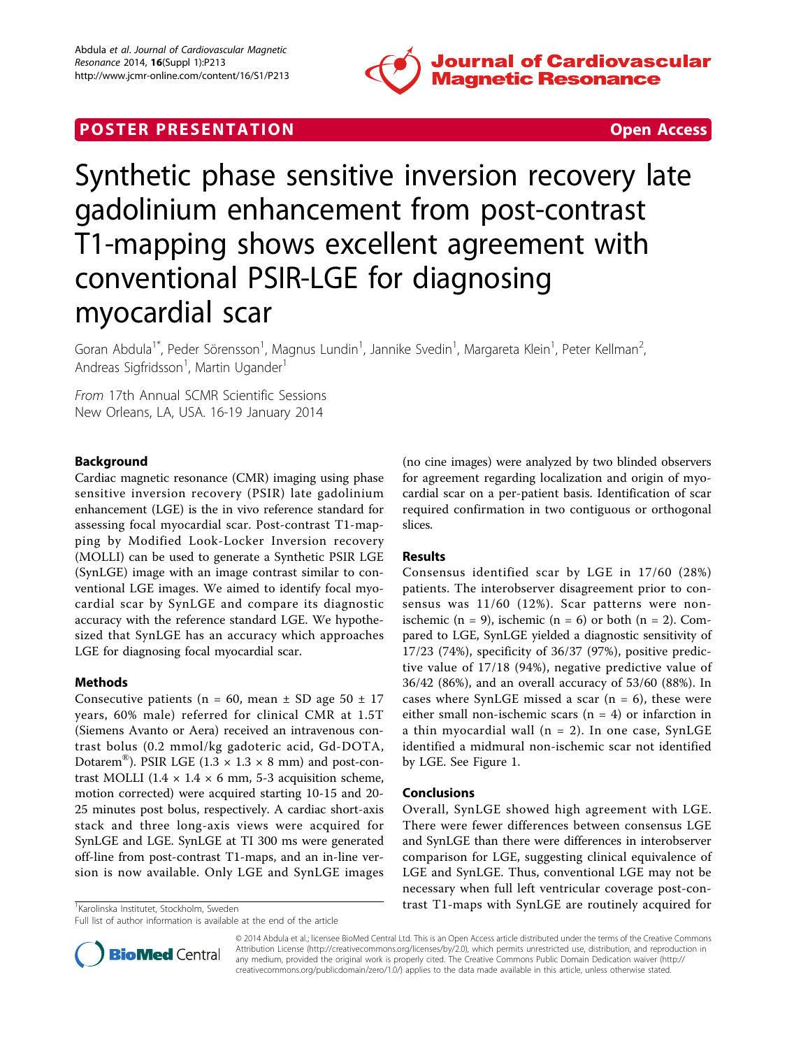POSTER PRESENTATION Open Access

# Synthetic phase sensitive inversion recovery late gadolinium enhancement from post-contrast T1-mapping shows excellent agreement with conventional PSIR-LGE for diagnosing myocardial scar

Goran Abdula[1*], Peder Sörensson[1], Magnus Lundin[1], Jannike Svedin[1], Margareta Klein[1], Peter Kellman[2], Andreas Sigfridsson[1], Martin Ugander[1]

*From* 17th Annual SCMR Scientific Sessions
New Orleans, LA, USA. 16-19 January 2014

## Background

Cardiac magnetic resonance (CMR) imaging using phase sensitive inversion recovery (PSIR) late gadolinium enhancement (LGE) is the in vivo reference standard for assessing focal myocardial scar. Post-contrast T1-mapping by Modified Look-Locker Inversion recovery (MOLLI) can be used to generate a Synthetic PSIR LGE (SynLGE) image with an image contrast similar to conventional LGE images. We aimed to identify focal myocardial scar by SynLGE and compare its diagnostic accuracy with the reference standard LGE. We hypothesized that SynLGE has an accuracy which approaches LGE for diagnosing focal myocardial scar.

## Methods

Consecutive patients (n = 60, mean ± SD age 50 ± 17 years, 60% male) referred for clinical CMR at 1.5T (Siemens Avanto or Aera) received an intravenous contrast bolus (0.2 mmol/kg gadoteric acid, Gd-DOTA, Dotarem®). PSIR LGE (1.3 × 1.3 × 8 mm) and post-contrast MOLLI (1.4 × 1.4 × 6 mm, 5-3 acquisition scheme, motion corrected) were acquired starting 10-15 and 20-25 minutes post bolus, respectively. A cardiac short-axis stack and three long-axis views were acquired for SynLGE and LGE. SynLGE at TI 300 ms were generated off-line from post-contrast T1-maps, and an in-line version is now available. Only LGE and SynLGE images (no cine images) were analyzed by two blinded observers for agreement regarding localization and origin of myocardial scar on a per-patient basis. Identification of scar required confirmation in two contiguous or orthogonal slices.

## Results

Consensus identified scar by LGE in 17/60 (28%) patients. The interobserver disagreement prior to consensus was 11/60 (12%). Scar patterns were non-ischemic (n = 9), ischemic (n = 6) or both (n = 2). Compared to LGE, SynLGE yielded a diagnostic sensitivity of 17/23 (74%), specificity of 36/37 (97%), positive predictive value of 17/18 (94%), negative predictive value of 36/42 (86%), and an overall accuracy of 53/60 (88%). In cases where SynLGE missed a scar (n = 6), these were either small non-ischemic scars (n = 4) or infarction in a thin myocardial wall (n = 2). In one case, SynLGE identified a midmural non-ischemic scar not identified by LGE. See Figure 1.

## Conclusions

Overall, SynLGE showed high agreement with LGE. There were fewer differences between consensus LGE and SynLGE than there were differences in interobserver comparison for LGE, suggesting clinical equivalence of LGE and SynLGE. Thus, conventional LGE may not be necessary when full left ventricular coverage post-contrast T1-maps with SynLGE are routinely acquired for

[1]Karolinska Institutet, Stockholm, Sweden
Full list of author information is available at the end of the article

© 2014 Abdula et al.; licensee BioMed Central Ltd. This is an Open Access article distributed under the terms of the Creative Commons Attribution License (http://creativecommons.org/licenses/by/2.0), which permits unrestricted use, distribution, and reproduction in any medium, provided the original work is properly cited. The Creative Commons Public Domain Dedication waiver (http://creativecommons.org/publicdomain/zero/1.0/) applies to the data made available in this article, unless otherwise stated.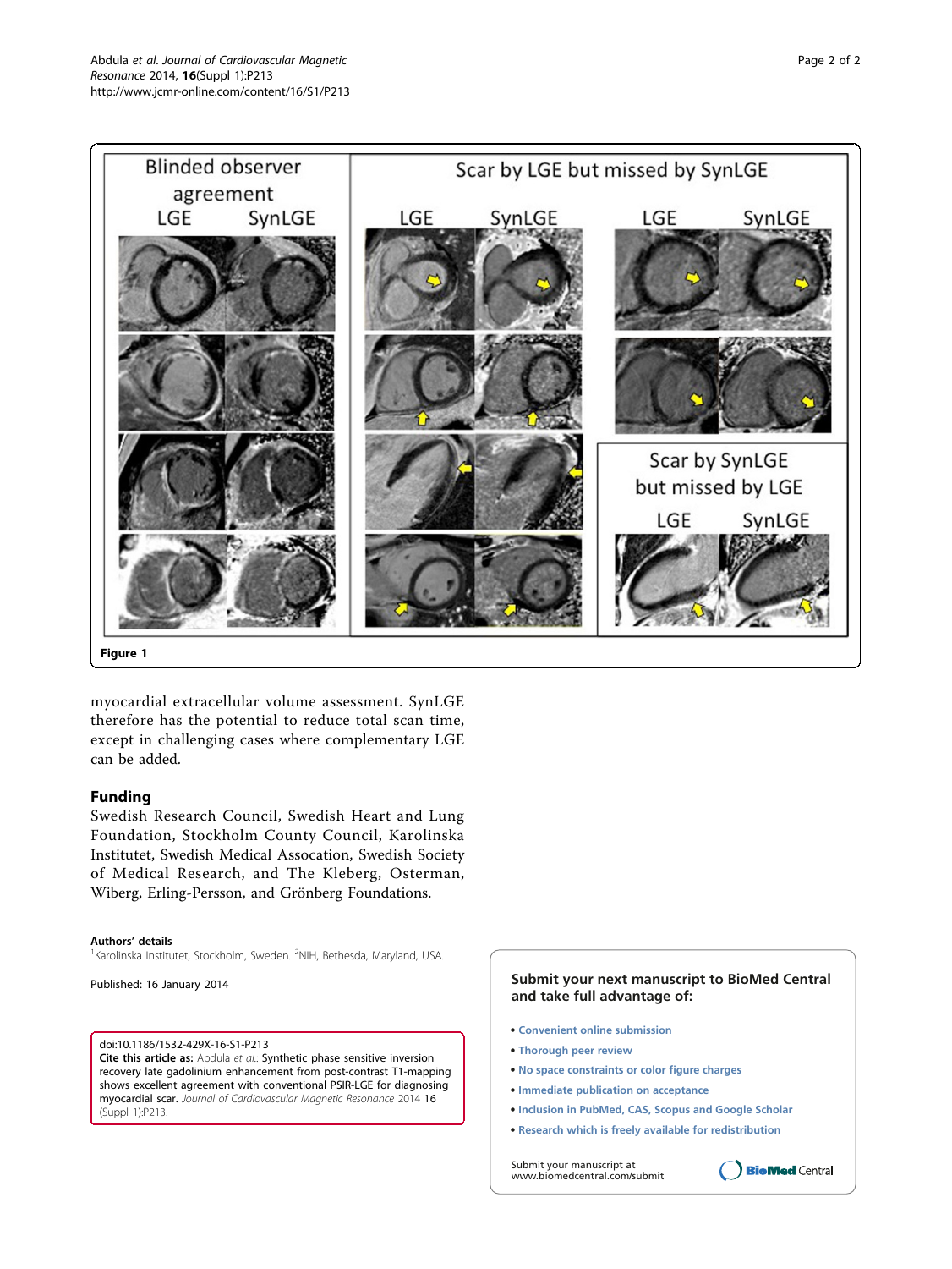Figure 1

myocardial extracellular volume assessment. SynLGE therefore has the potential to reduce total scan time, except in challenging cases where complementary LGE can be added.

## Funding

Swedish Research Council, Swedish Heart and Lung Foundation, Stockholm County Council, Karolinska Institutet, Swedish Medical Assocation, Swedish Society of Medical Research, and The Kleberg, Osterman, Wiberg, Erling-Persson, and Grönberg Foundations.

### Authors' details

[1]Karolinska Institutet, Stockholm, Sweden. [2]NIH, Bethesda, Maryland, USA.

Published: 16 January 2014

doi:10.1186/1532-429X-16-S1-P213
**Cite this article as:** Abdula *et al.*: Synthetic phase sensitive inversion recovery late gadolinium enhancement from post-contrast T1-mapping shows excellent agreement with conventional PSIR-LGE for diagnosing myocardial scar. *Journal of Cardiovascular Magnetic Resonance* 2014 **16** (Suppl 1):P213.

**Submit your next manuscript to BioMed Central and take full advantage of:**

- Convenient online submission
- Thorough peer review
- No space constraints or color figure charges
- Immediate publication on acceptance
- Inclusion in PubMed, CAS, Scopus and Google Scholar
- Research which is freely available for redistribution

Submit your manuscript at www.biomedcentral.com/submit